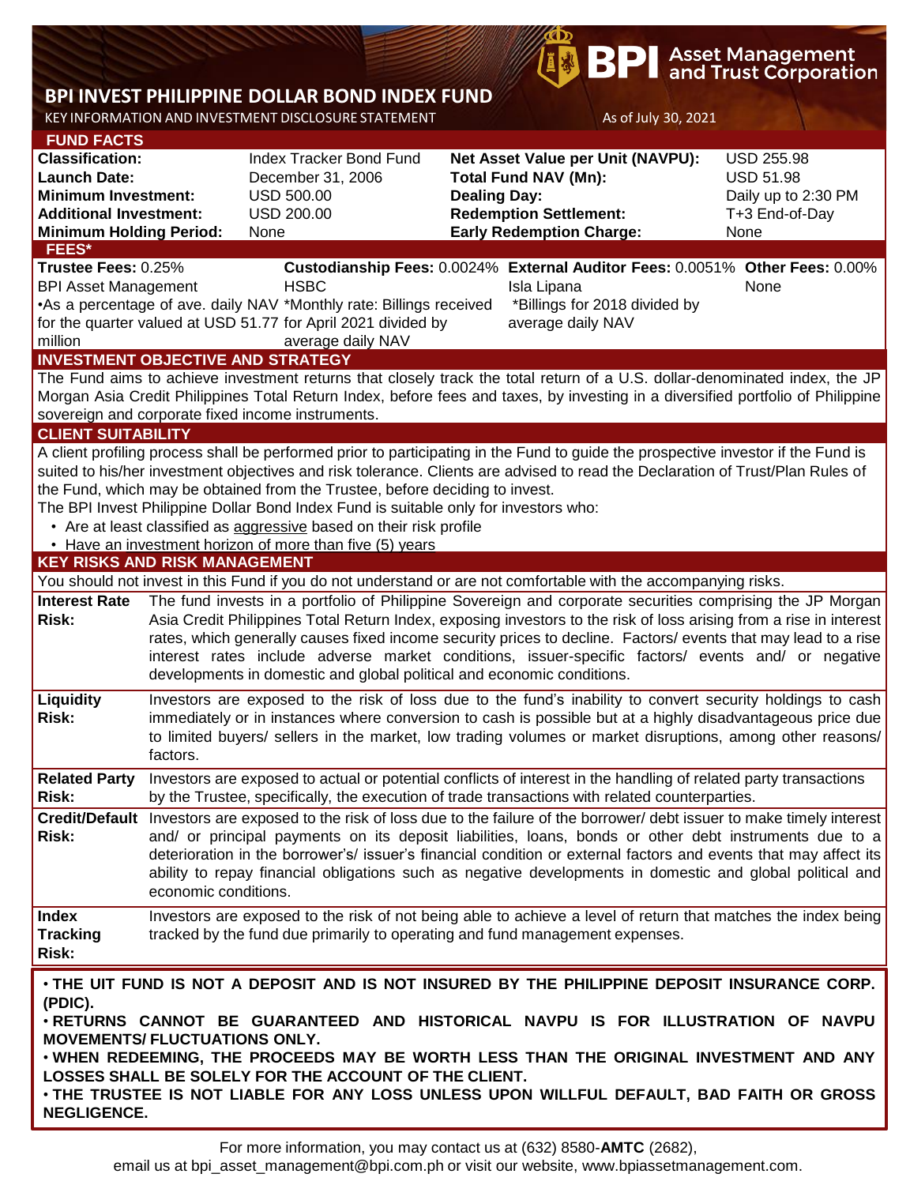# BPI INVEST PHILIPPINE DOLLAR BOND INDEX FUND

KEY INFORMATION AND INVESTMENT DISCLOSURE STATEMENT

As of July 30, 2021

BPI Asset Management and Trust Corporation

## FUND FACTS

| | | | |
|---|---|---|---|
| **Classification:** | Index Tracker Bond Fund | **Net Asset Value per Unit (NAVPU):** | USD 255.98 |
| **Launch Date:** | December 31, 2006 | **Total Fund NAV (Mn):** | USD 51.98 |
| **Minimum Investment:** | USD 500.00 | **Dealing Day:** | Daily up to 2:30 PM |
| **Additional Investment:** | USD 200.00 | **Redemption Settlement:** | T+3 End-of-Day |
| **Minimum Holding Period:** | None | **Early Redemption Charge:** | None |

## FEES*

| | | | |
|---|---|---|---|
| **Trustee Fees:** 0.25% | **Custodianship Fees:** 0.0024% | **External Auditor Fees:** 0.0051% | **Other Fees:** 0.00% |
| BPI Asset Management | HSBC | Isla Lipana | None |
| •As a percentage of ave. daily NAV for the quarter valued at USD 51.77 million | *Monthly rate: Billings received for April 2021 divided by average daily NAV | *Billings for 2018 divided by average daily NAV | |

## INVESTMENT OBJECTIVE AND STRATEGY

The Fund aims to achieve investment returns that closely track the total return of a U.S. dollar-denominated index, the JP Morgan Asia Credit Philippines Total Return Index, before fees and taxes, by investing in a diversified portfolio of Philippine sovereign and corporate fixed income instruments.

## CLIENT SUITABILITY

A client profiling process shall be performed prior to participating in the Fund to guide the prospective investor if the Fund is suited to his/her investment objectives and risk tolerance. Clients are advised to read the Declaration of Trust/Plan Rules of the Fund, which may be obtained from the Trustee, before deciding to invest.

The BPI Invest Philippine Dollar Bond Index Fund is suitable only for investors who:

- Are at least classified as aggressive based on their risk profile
- Have an investment horizon of more than five (5) years

## KEY RISKS AND RISK MANAGEMENT

You should not invest in this Fund if you do not understand or are not comfortable with the accompanying risks.

| | |
|---|---|
| **Interest Rate Risk:** | The fund invests in a portfolio of Philippine Sovereign and corporate securities comprising the JP Morgan Asia Credit Philippines Total Return Index, exposing investors to the risk of loss arising from a rise in interest rates, which generally causes fixed income security prices to decline. Factors/ events that may lead to a rise interest rates include adverse market conditions, issuer-specific factors/ events and/ or negative developments in domestic and global political and economic conditions. |
| **Liquidity Risk:** | Investors are exposed to the risk of loss due to the fund's inability to convert security holdings to cash immediately or in instances where conversion to cash is possible but at a highly disadvantageous price due to limited buyers/ sellers in the market, low trading volumes or market disruptions, among other reasons/ factors. |
| **Related Party Risk:** | Investors are exposed to actual or potential conflicts of interest in the handling of related party transactions by the Trustee, specifically, the execution of trade transactions with related counterparties. |
| **Credit/Default Risk:** | Investors are exposed to the risk of loss due to the failure of the borrower/ debt issuer to make timely interest and/ or principal payments on its deposit liabilities, loans, bonds or other debt instruments due to a deterioration in the borrower's/ issuer's financial condition or external factors and events that may affect its ability to repay financial obligations such as negative developments in domestic and global political and economic conditions. |
| **Index Tracking Risk:** | Investors are exposed to the risk of not being able to achieve a level of return that matches the index being tracked by the fund due primarily to operating and fund management expenses. |

- **THE UIT FUND IS NOT A DEPOSIT AND IS NOT INSURED BY THE PHILIPPINE DEPOSIT INSURANCE CORP. (PDIC).**
- **RETURNS CANNOT BE GUARANTEED AND HISTORICAL NAVPU IS FOR ILLUSTRATION OF NAVPU MOVEMENTS/ FLUCTUATIONS ONLY.**
- **WHEN REDEEMING, THE PROCEEDS MAY BE WORTH LESS THAN THE ORIGINAL INVESTMENT AND ANY LOSSES SHALL BE SOLELY FOR THE ACCOUNT OF THE CLIENT.**
- **THE TRUSTEE IS NOT LIABLE FOR ANY LOSS UNLESS UPON WILLFUL DEFAULT, BAD FAITH OR GROSS NEGLIGENCE.**

For more information, you may contact us at (632) 8580-**AMTC** (2682),
email us at bpi_asset_management@bpi.com.ph or visit our website, www.bpiassetmanagement.com.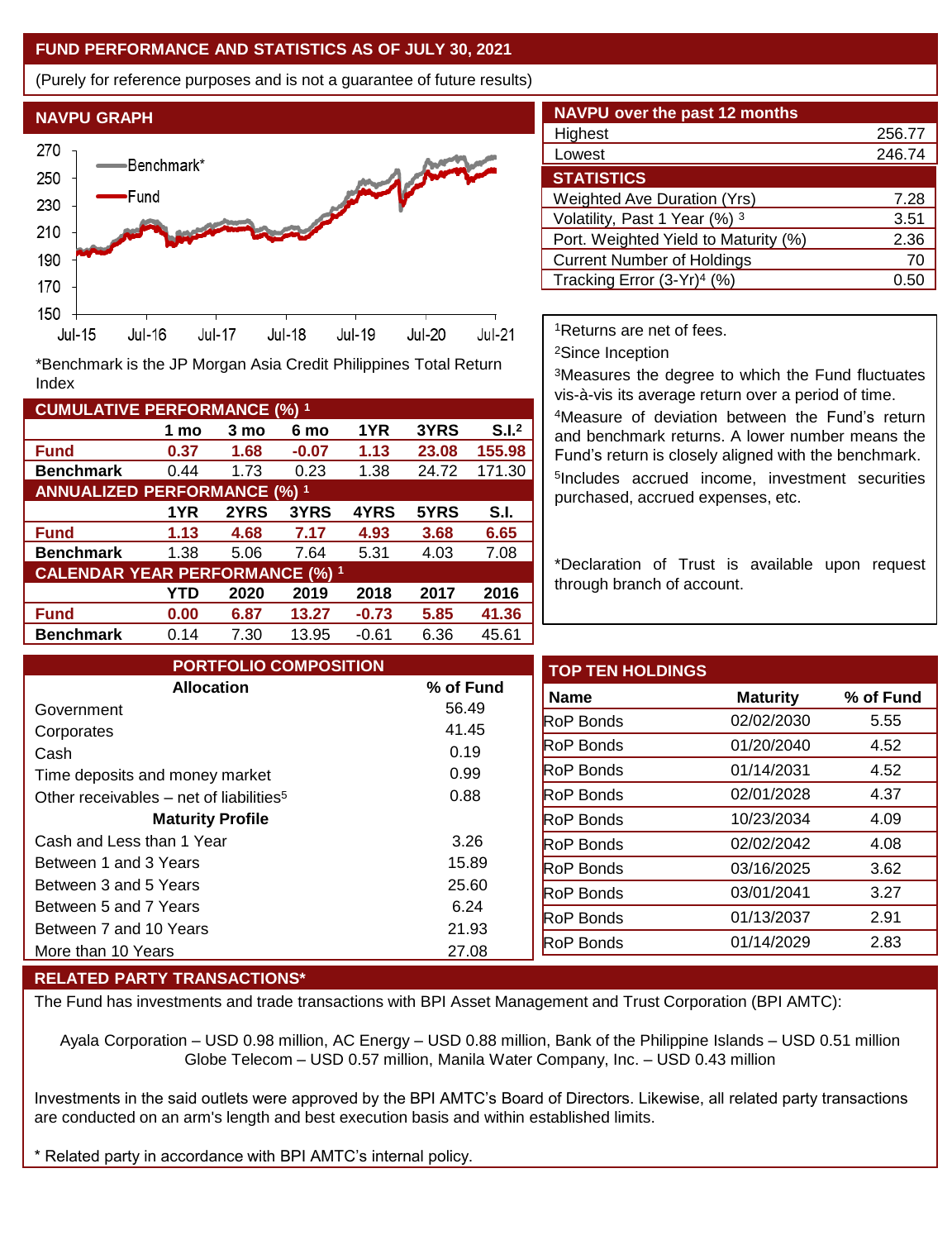## FUND PERFORMANCE AND STATISTICS AS OF JULY 30, 2021

(Purely for reference purposes and is not a guarantee of future results)

### NAVPU GRAPH

270
250
230
210
190
170
150

Benchmark*
Fund

Jul-15 Jul-16 Jul-17 Jul-18 Jul-19 Jul-20 Jul-21

*Benchmark is the JP Morgan Asia Credit Philippines Total Return Index

| CUMULATIVE PERFORMANCE (%) [1] | | | | | | |
|---|---|---|---|---|---|---|
| | 1 mo | 3 mo | 6 mo | 1YR | 3YRS | S.I.[2] |
| **Fund** | **0.37** | **1.68** | **-0.07** | **1.13** | **23.08** | **155.98** |
| **Benchmark** | 0.44 | 1.73 | 0.23 | 1.38 | 24.72 | 171.30 |

| ANNUALIZED PERFORMANCE (%) [1] | | | | | | |
|---|---|---|---|---|---|---|
| | 1YR | 2YRS | 3YRS | 4YRS | 5YRS | S.I. |
| **Fund** | **1.13** | **4.68** | **7.17** | **4.93** | **3.68** | **6.65** |
| **Benchmark** | 1.38 | 5.06 | 7.64 | 5.31 | 4.03 | 7.08 |

| CALENDAR YEAR PERFORMANCE (%) [1] | | | | | | |
|---|---|---|---|---|---|---|
| | YTD | 2020 | 2019 | 2018 | 2017 | 2016 |
| **Fund** | **0.00** | **6.87** | **13.27** | **-0.73** | **5.85** | **41.36** |
| **Benchmark** | 0.14 | 7.30 | 13.95 | -0.61 | 6.36 | 45.61 |

| NAVPU over the past 12 months | |
|---|---|
| Highest | 256.77 |
| Lowest | 246.74 |

| STATISTICS | |
|---|---|
| Weighted Ave Duration (Yrs) | 7.28 |
| Volatility, Past 1 Year (%) [3] | 3.51 |
| Port. Weighted Yield to Maturity (%) | 2.36 |
| Current Number of Holdings | 70 |
| Tracking Error (3-Yr)[4] (%) | 0.50 |

[1]Returns are net of fees.

[2]Since Inception

[3]Measures the degree to which the Fund fluctuates vis-à-vis its average return over a period of time.

[4]Measure of deviation between the Fund's return and benchmark returns. A lower number means the Fund's return is closely aligned with the benchmark.

[5]Includes accrued income, investment securities purchased, accrued expenses, etc.

*Declaration of Trust is available upon request through branch of account.

### PORTFOLIO COMPOSITION

| Allocation | % of Fund |
|---|---|
| Government | 56.49 |
| Corporates | 41.45 |
| Cash | 0.19 |
| Time deposits and money market | 0.99 |
| Other receivables – net of liabilities[5] | 0.88 |
| **Maturity Profile** | |
| Cash and Less than 1 Year | 3.26 |
| Between 1 and 3 Years | 15.89 |
| Between 3 and 5 Years | 25.60 |
| Between 5 and 7 Years | 6.24 |
| Between 7 and 10 Years | 21.93 |
| More than 10 Years | 27.08 |

### TOP TEN HOLDINGS

| Name | Maturity | % of Fund |
|---|---|---|
| RoP Bonds | 02/02/2030 | 5.55 |
| RoP Bonds | 01/20/2040 | 4.52 |
| RoP Bonds | 01/14/2031 | 4.52 |
| RoP Bonds | 02/01/2028 | 4.37 |
| RoP Bonds | 10/23/2034 | 4.09 |
| RoP Bonds | 02/02/2042 | 4.08 |
| RoP Bonds | 03/16/2025 | 3.62 |
| RoP Bonds | 03/01/2041 | 3.27 |
| RoP Bonds | 01/13/2037 | 2.91 |
| RoP Bonds | 01/14/2029 | 2.83 |

### RELATED PARTY TRANSACTIONS*

The Fund has investments and trade transactions with BPI Asset Management and Trust Corporation (BPI AMTC):

Ayala Corporation – USD 0.98 million, AC Energy – USD 0.88 million, Bank of the Philippine Islands – USD 0.51 million
Globe Telecom – USD 0.57 million, Manila Water Company, Inc. – USD 0.43 million

Investments in the said outlets were approved by the BPI AMTC's Board of Directors. Likewise, all related party transactions are conducted on an arm's length and best execution basis and within established limits.

* Related party in accordance with BPI AMTC's internal policy.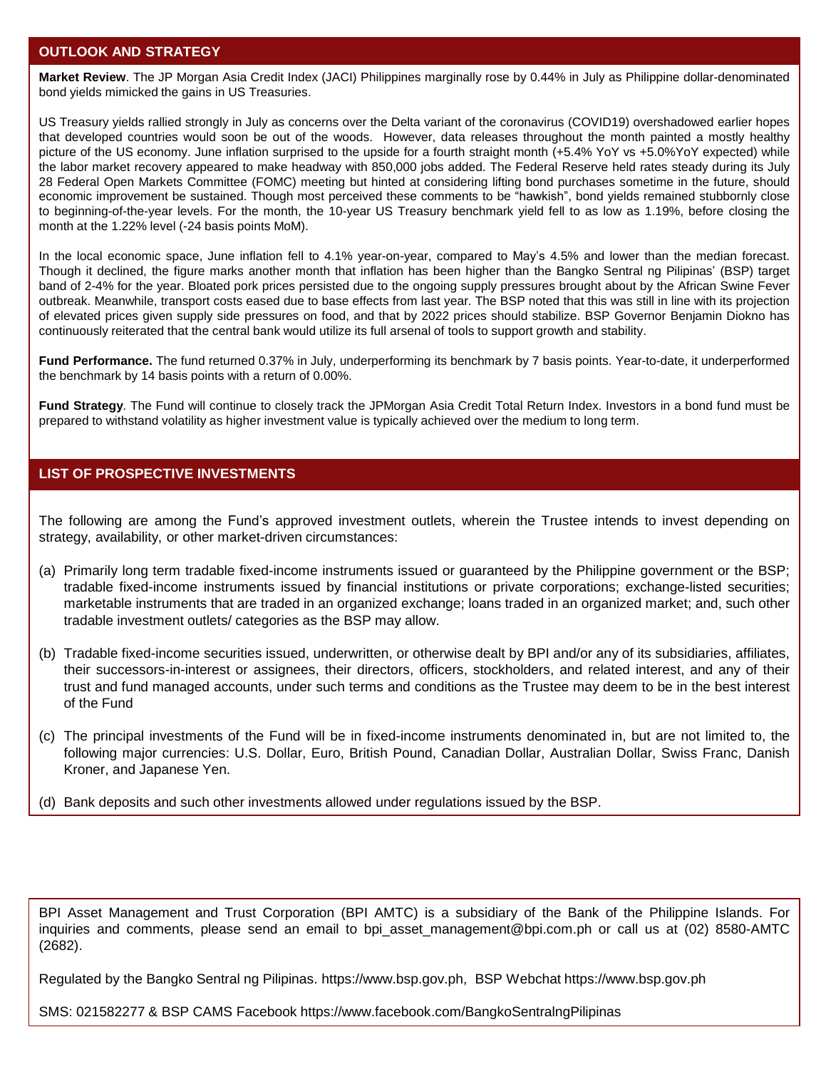## OUTLOOK AND STRATEGY

**Market Review**. The JP Morgan Asia Credit Index (JACI) Philippines marginally rose by 0.44% in July as Philippine dollar-denominated bond yields mimicked the gains in US Treasuries.

US Treasury yields rallied strongly in July as concerns over the Delta variant of the coronavirus (COVID19) overshadowed earlier hopes that developed countries would soon be out of the woods. However, data releases throughout the month painted a mostly healthy picture of the US economy. June inflation surprised to the upside for a fourth straight month (+5.4% YoY vs +5.0%YoY expected) while the labor market recovery appeared to make headway with 850,000 jobs added. The Federal Reserve held rates steady during its July 28 Federal Open Markets Committee (FOMC) meeting but hinted at considering lifting bond purchases sometime in the future, should economic improvement be sustained. Though most perceived these comments to be "hawkish", bond yields remained stubbornly close to beginning-of-the-year levels. For the month, the 10-year US Treasury benchmark yield fell to as low as 1.19%, before closing the month at the 1.22% level (-24 basis points MoM).

In the local economic space, June inflation fell to 4.1% year-on-year, compared to May's 4.5% and lower than the median forecast. Though it declined, the figure marks another month that inflation has been higher than the Bangko Sentral ng Pilipinas' (BSP) target band of 2-4% for the year. Bloated pork prices persisted due to the ongoing supply pressures brought about by the African Swine Fever outbreak. Meanwhile, transport costs eased due to base effects from last year. The BSP noted that this was still in line with its projection of elevated prices given supply side pressures on food, and that by 2022 prices should stabilize. BSP Governor Benjamin Diokno has continuously reiterated that the central bank would utilize its full arsenal of tools to support growth and stability.

**Fund Performance.** The fund returned 0.37% in July, underperforming its benchmark by 7 basis points. Year-to-date, it underperformed the benchmark by 14 basis points with a return of 0.00%.

**Fund Strategy**. The Fund will continue to closely track the JPMorgan Asia Credit Total Return Index. Investors in a bond fund must be prepared to withstand volatility as higher investment value is typically achieved over the medium to long term.

## LIST OF PROSPECTIVE INVESTMENTS

The following are among the Fund's approved investment outlets, wherein the Trustee intends to invest depending on strategy, availability, or other market-driven circumstances:

(a) Primarily long term tradable fixed-income instruments issued or guaranteed by the Philippine government or the BSP; tradable fixed-income instruments issued by financial institutions or private corporations; exchange-listed securities; marketable instruments that are traded in an organized exchange; loans traded in an organized market; and, such other tradable investment outlets/ categories as the BSP may allow.

(b) Tradable fixed-income securities issued, underwritten, or otherwise dealt by BPI and/or any of its subsidiaries, affiliates, their successors-in-interest or assignees, their directors, officers, stockholders, and related interest, and any of their trust and fund managed accounts, under such terms and conditions as the Trustee may deem to be in the best interest of the Fund

(c) The principal investments of the Fund will be in fixed-income instruments denominated in, but are not limited to, the following major currencies: U.S. Dollar, Euro, British Pound, Canadian Dollar, Australian Dollar, Swiss Franc, Danish Kroner, and Japanese Yen.

(d) Bank deposits and such other investments allowed under regulations issued by the BSP.

BPI Asset Management and Trust Corporation (BPI AMTC) is a subsidiary of the Bank of the Philippine Islands. For inquiries and comments, please send an email to bpi_asset_management@bpi.com.ph or call us at (02) 8580-AMTC (2682).

Regulated by the Bangko Sentral ng Pilipinas. https://www.bsp.gov.ph, BSP Webchat https://www.bsp.gov.ph

SMS: 021582277 & BSP CAMS Facebook https://www.facebook.com/BangkoSentralngPilipinas